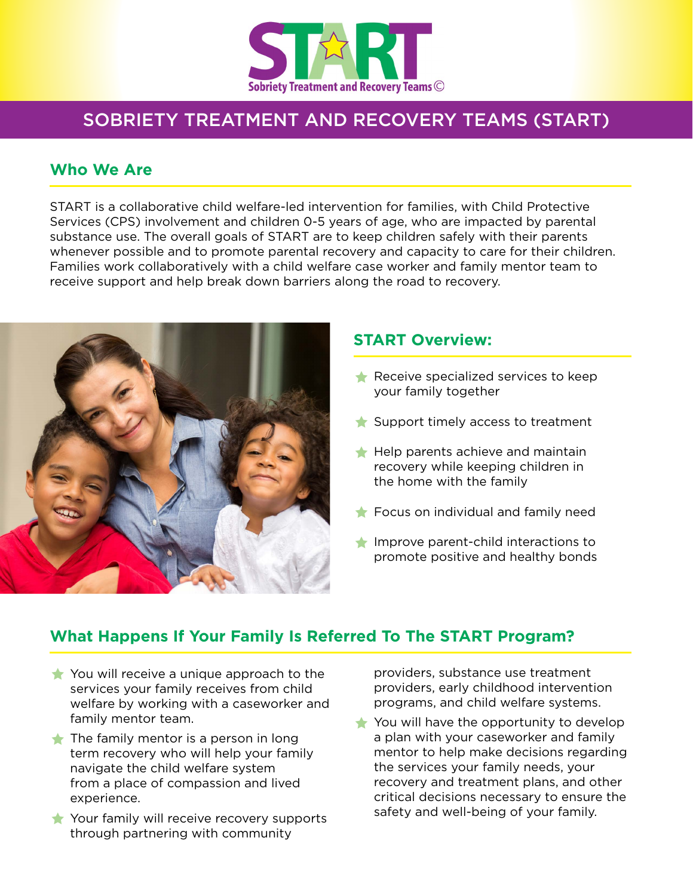# START

Sobriety Treatment and Recovery Teams©

## SOBRIETY TREATMENT AND RECOVERY TEAMS (START)

### Who We Are

START is a collaborative child welfare-led intervention for families, with Child Protective Services (CPS) involvement and children 0-5 years of age, who are impacted by parental substance use. The overall goals of START are to keep children safely with their parents whenever possible and to promote parental recovery and capacity to care for their children. Families work collaboratively with a child welfare case worker and family mentor team to receive support and help break down barriers along the road to recovery.

### START Overview:

- Receive specialized services to keep your family together
- Support timely access to treatment
- Help parents achieve and maintain recovery while keeping children in the home with the family
- Focus on individual and family need
- Improve parent-child interactions to promote positive and healthy bonds

### What Happens If Your Family Is Referred To The START Program?

- You will receive a unique approach to the services your family receives from child welfare by working with a caseworker and family mentor team.
- The family mentor is a person in long term recovery who will help your family navigate the child welfare system from a place of compassion and lived experience.
- Your family will receive recovery supports through partnering with community providers, substance use treatment providers, early childhood intervention programs, and child welfare systems.
- You will have the opportunity to develop a plan with your caseworker and family mentor to help make decisions regarding the services your family needs, your recovery and treatment plans, and other critical decisions necessary to ensure the safety and well-being of your family.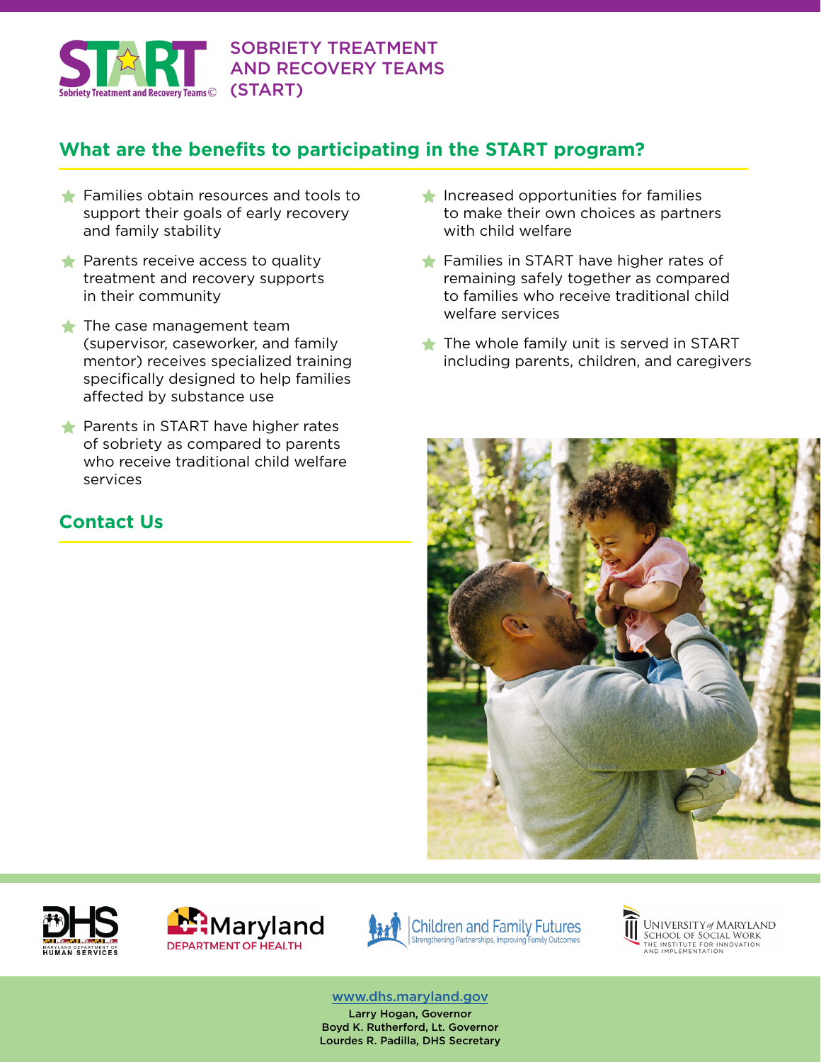# SOBRIETY TREATMENT AND RECOVERY TEAMS (START)

## What are the benefits to participating in the START program?

- Families obtain resources and tools to support their goals of early recovery and family stability
- Parents receive access to quality treatment and recovery supports in their community
- The case management team (supervisor, caseworker, and family mentor) receives specialized training specifically designed to help families affected by substance use
- Parents in START have higher rates of sobriety as compared to parents who receive traditional child welfare services
- Increased opportunities for families to make their own choices as partners with child welfare
- Families in START have higher rates of remaining safely together as compared to families who receive traditional child welfare services
- The whole family unit is served in START including parents, children, and caregivers

## Contact Us

www.dhs.maryland.gov

Larry Hogan, Governor
Boyd K. Rutherford, Lt. Governor
Lourdes R. Padilla, DHS Secretary